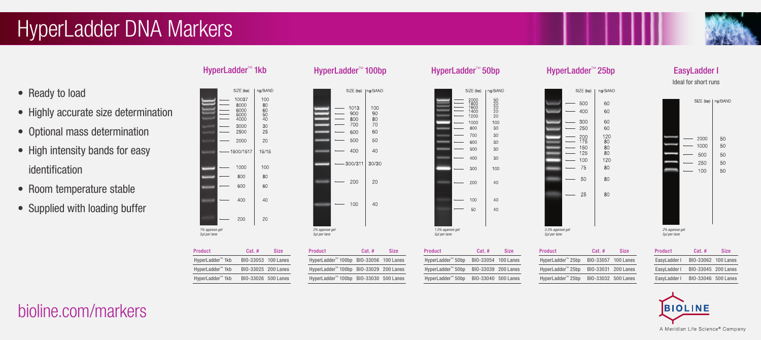# HyperLadder DNA Markers

- Ready to load
- Highly accurate size determination
- Optional mass determination
- High intensity bands for easy identification
- Room temperature stable
- Supplied with loading buffer

## HyperLadder™ 1kb

| SIZE (bp) | ng/BAND |
|---|---|
| 10037 | 100 |
| 8000 | 80 |
| 6000 | 60 |
| 5000 | 50 |
| 4000 | 40 |
| 3000 | 30 |
| 2500 | 25 |
| 2000 | 20 |
| 1500/1517 | 15/15 |
| 1000 | 100 |
| 800 | 80 |
| 600 | 60 |
| 400 | 40 |
| 200 | 20 |

*1% agarose gel*
*5µl per lane*

| Product | Cat. # | Size |
|---|---|---|
| HyperLadder™ 1kb | BIO-33053 | 100 Lanes |
| HyperLadder™ 1kb | BIO-33025 | 200 Lanes |
| HyperLadder™ 1kb | BIO-33026 | 500 Lanes |

## HyperLadder™ 100bp

| SIZE (bp) | ng/BAND |
|---|---|
| 1013 | 100 |
| 900 | 90 |
| 800 | 80 |
| 700 | 70 |
| 600 | 60 |
| 500 | 50 |
| 400 | 40 |
| 300/311 | 30/30 |
| 200 | 20 |
| 100 | 40 |

*2% agarose gel*
*5µl per lane*

| Product | Cat. # | Size |
|---|---|---|
| HyperLadder™ 100bp | BIO-33056 | 100 Lanes |
| HyperLadder™ 100bp | BIO-33029 | 200 Lanes |
| HyperLadder™ 100bp | BIO-33030 | 500 Lanes |

## HyperLadder™ 50bp

| SIZE (bp) | ng/BAND |
|---|---|
| 2000 | 50 |
| 1800 | 20 |
| 1600 | 20 |
| 1400 | 20 |
| 1200 | 20 |
| 1000 | 100 |
| 800 | 30 |
| 700 | 30 |
| 600 | 30 |
| 500 | 30 |
| 400 | 30 |
| 300 | 100 |
| 200 | 40 |
| 100 | 40 |
| 50 | 40 |

*1.5% agarose gel*
*5µl per lane*

| Product | Cat. # | Size |
|---|---|---|
| HyperLadder™ 50bp | BIO-33054 | 100 Lanes |
| HyperLadder™ 50bp | BIO-33039 | 200 Lanes |
| HyperLadder™ 50bp | BIO-33040 | 500 Lanes |

## HyperLadder™ 25bp

| SIZE (bp) | ng/BAND |
|---|---|
| 500 | 60 |
| 400 | 60 |
| 300 | 60 |
| 250 | 60 |
| 200 | 120 |
| 175 | 80 |
| 150 | 80 |
| 125 | 80 |
| 100 | 120 |
| 75 | 80 |
| 50 | 80 |
| 25 | 80 |

*3.5% agarose gel*
*5µl per lane*

| Product | Cat. # | Size |
|---|---|---|
| HyperLadder™ 25bp | BIO-33057 | 100 Lanes |
| HyperLadder™ 25bp | BIO-33031 | 200 Lanes |
| HyperLadder™ 25bp | BIO-33032 | 500 Lanes |

## EasyLadder I

Ideal for short runs

| SIZE (bp) | ng/BAND |
|---|---|
| 2000 | 50 |
| 1000 | 50 |
| 500 | 50 |
| 250 | 50 |
| 100 | 50 |

*2% agarose gel*
*5µl per lane*

| Product | Cat. # | Size |
|---|---|---|
| EasyLadder I | BIO-33062 | 100 Lanes |
| EasyLadder I | BIO-33045 | 200 Lanes |
| EasyLadder I | BIO-33046 | 500 Lanes |

bioline.com/markers

BIOLINE

A Meridian Life Science® Company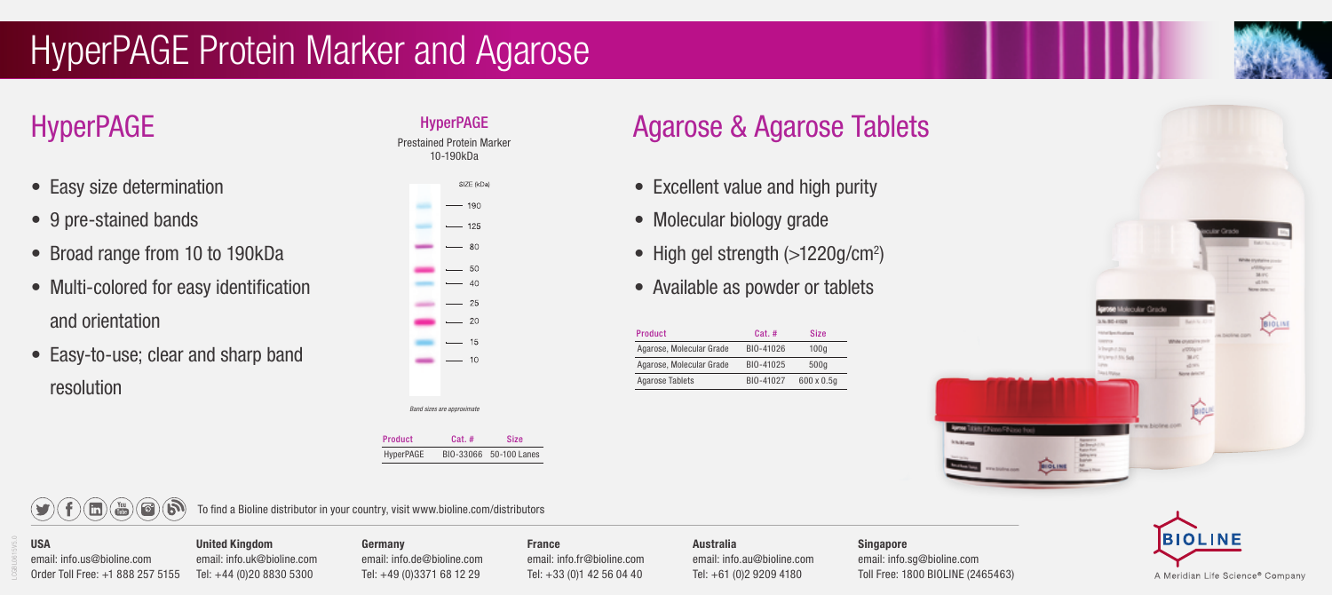# HyperPAGE Protein Marker and Agarose

## HyperPAGE

- Easy size determination
- 9 pre-stained bands
- Broad range from 10 to 190kDa
- Multi-colored for easy identification and orientation
- Easy-to-use; clear and sharp band resolution

**HyperPAGE**

Prestained Protein Marker 10-190kDa

SIZE (kDa)

190
125
80
50
40
25
20
15
10

*Band sizes are approximate*

| Product | Cat. # | Size |
|---|---|---|
| HyperPAGE | BIO-33066 | 50-100 Lanes |

## Agarose & Agarose Tablets

- Excellent value and high purity
- Molecular biology grade
- High gel strength (>1220g/cm$^2$)
- Available as powder or tablets

| Product | Cat. # | Size |
|---|---|---|
| Agarose, Molecular Grade | BIO-41026 | 100g |
| Agarose, Molecular Grade | BIO-41025 | 500g |
| Agarose Tablets | BIO-41027 | 600 x 0.5g |

To find a Bioline distributor in your country, visit www.bioline.com/distributors

**USA**
email: info.us@bioline.com
Order Toll Free: +1 888 257 5155

**United Kingdom**
email: info.uk@bioline.com
Tel: +44 (0)20 8830 5300

**Germany**
email: info.de@bioline.com
Tel: +49 (0)3371 68 12 29

**France**
email: info.fr@bioline.com
Tel: +33 (0)1 42 56 04 40

**Australia**
email: info.au@bioline.com
Tel: +61 (0)2 9209 4180

**Singapore**
email: info.sg@bioline.com
Toll Free: 1800 BIOLINE (2465463)

BIOLINE
A Meridian Life Science® Company